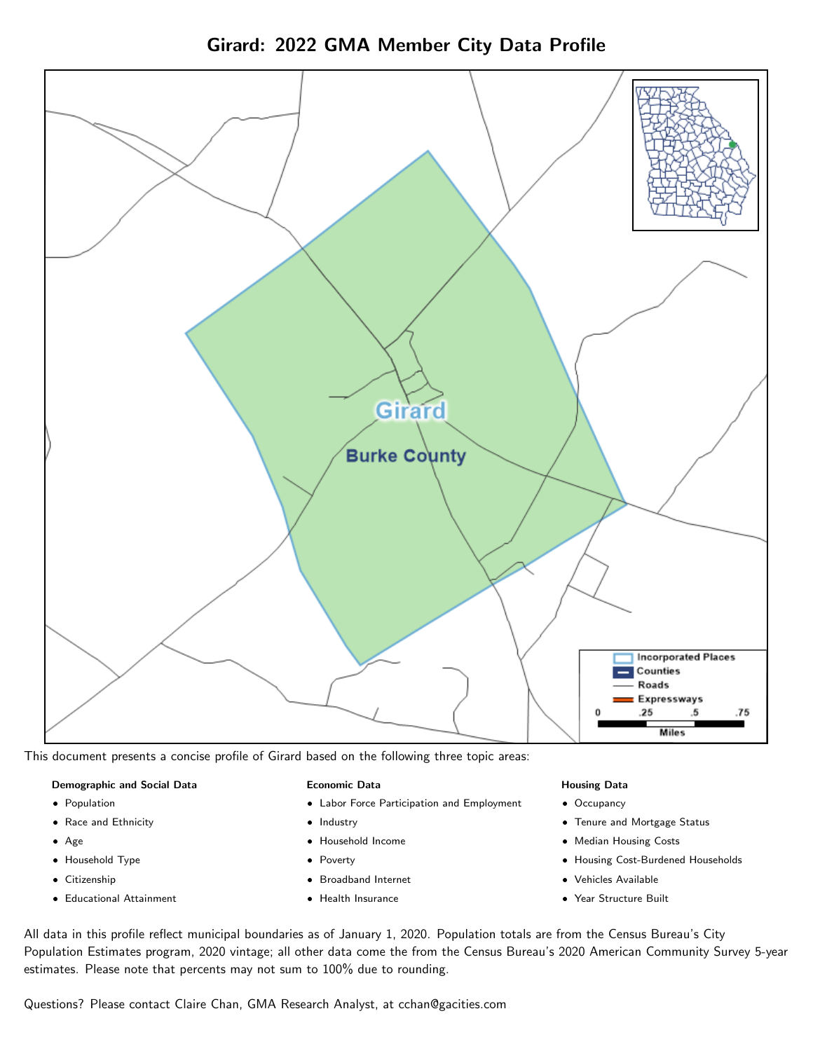# Girard: 2022 GMA Member City Data Profile

This document presents a concise profile of Girard based on the following three topic areas:

**Demographic and Social Data**

- Population
- Race and Ethnicity
- Age
- Household Type
- Citizenship
- Educational Attainment

**Economic Data**

- Labor Force Participation and Employment
- Industry
- Household Income
- Poverty
- Broadband Internet
- Health Insurance

**Housing Data**

- Occupancy
- Tenure and Mortgage Status
- Median Housing Costs
- Housing Cost-Burdened Households
- Vehicles Available
- Year Structure Built

All data in this profile reflect municipal boundaries as of January 1, 2020. Population totals are from the Census Bureau's City Population Estimates program, 2020 vintage; all other data come the from the Census Bureau's 2020 American Community Survey 5-year estimates. Please note that percents may not sum to 100% due to rounding.

Questions? Please contact Claire Chan, GMA Research Analyst, at cchan@gacities.com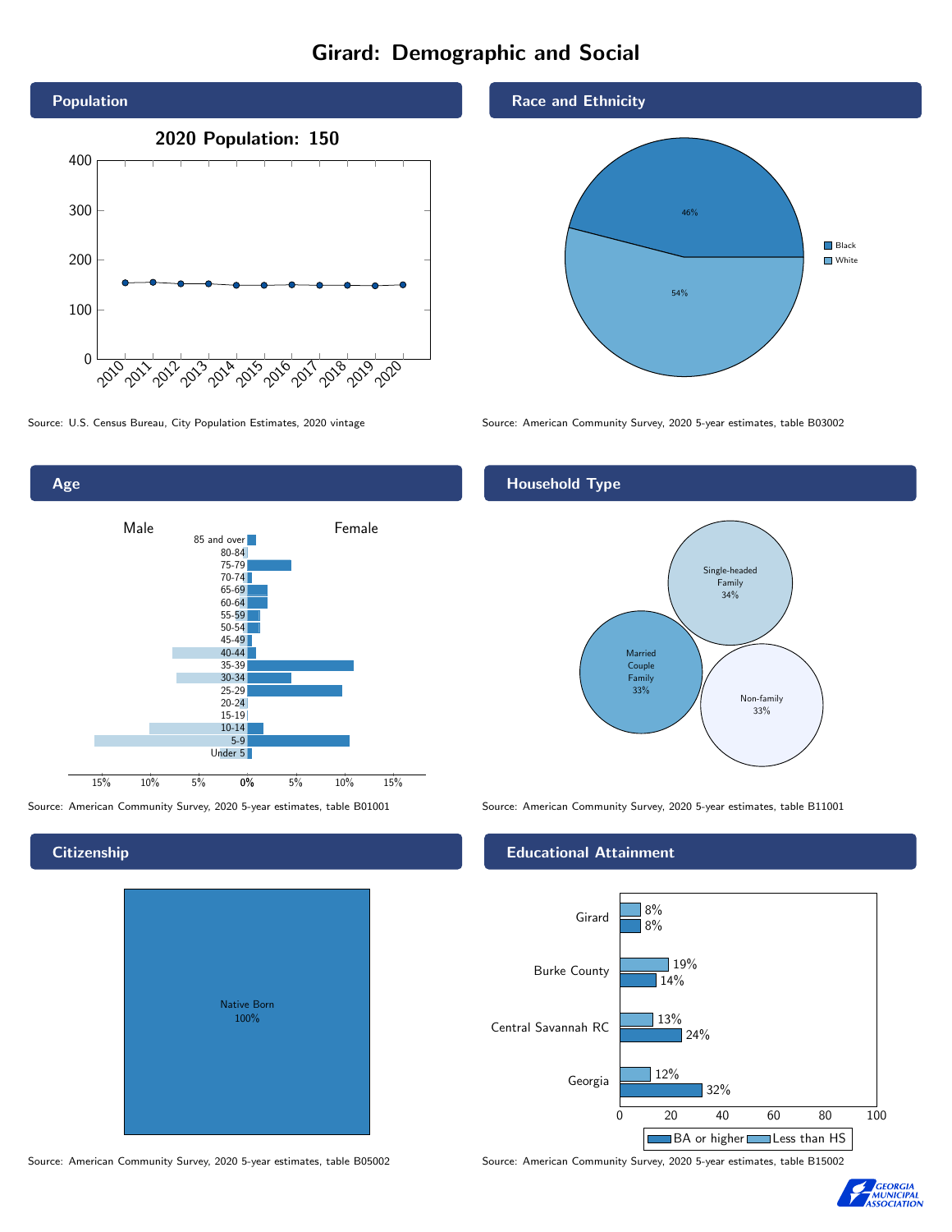# Girard: Demographic and Social

## Population

**2020 Population: 150**

Source: U.S. Census Bureau, City Population Estimates, 2020 vintage

## Race and Ethnicity

- Black: 46%
- White: 54%

Source: American Community Survey, 2020 5-year estimates, table B03002

## Age

Male / Female

Age groups: 85 and over, 80-84, 75-79, 70-74, 65-69, 60-64, 55-59, 50-54, 45-49, 40-44, 35-39, 30-34, 25-29, 20-24, 15-19, 10-14, 5-9, Under 5

Source: American Community Survey, 2020 5-year estimates, table B01001

## Household Type

- Single-headed Family: 34%
- Married Couple Family: 33%
- Non-family: 33%

Source: American Community Survey, 2020 5-year estimates, table B11001

## Citizenship

- Native Born: 100%

Source: American Community Survey, 2020 5-year estimates, table B05002

## Educational Attainment

| | Less than HS | BA or higher |
|---|---|---|
| Girard | 8% | 8% |
| Burke County | 19% | 14% |
| Central Savannah RC | 13% | 24% |
| Georgia | 12% | 32% |

Source: American Community Survey, 2020 5-year estimates, table B15002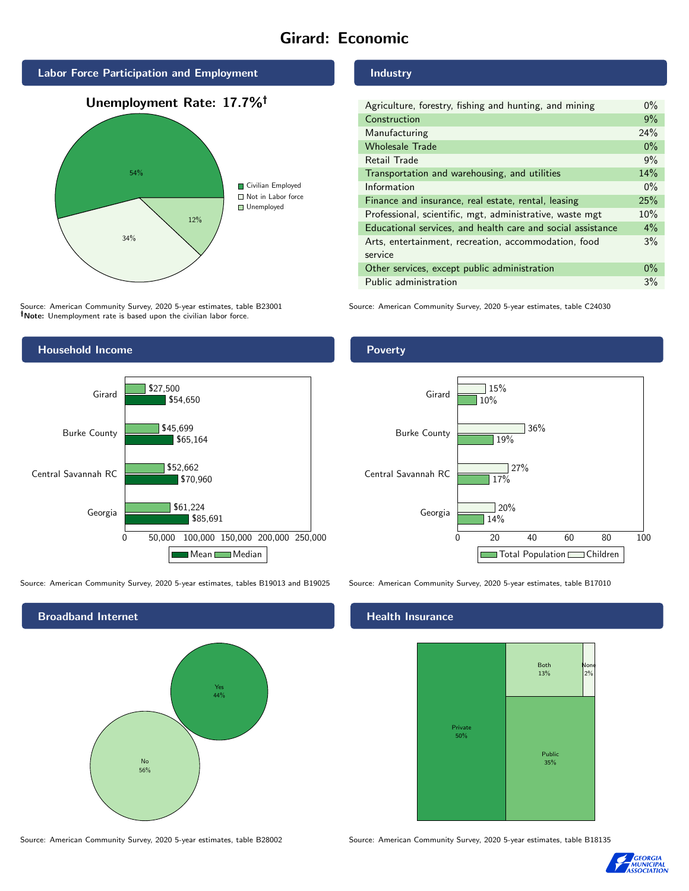# Girard: Economic

## Labor Force Participation and Employment

**Unemployment Rate: 17.7%†**

| Category | Percent |
|---|---|
| Civilian Employed | 54% |
| Not in Labor force | 34% |
| Unemployed | 12% |

Source: American Community Survey, 2020 5-year estimates, table B23001
**†Note:** Unemployment rate is based upon the civilian labor force.

## Industry

| Industry | Percent |
|---|---|
| Agriculture, forestry, fishing and hunting, and mining | 0% |
| Construction | 9% |
| Manufacturing | 24% |
| Wholesale Trade | 0% |
| Retail Trade | 9% |
| Transportation and warehousing, and utilities | 14% |
| Information | 0% |
| Finance and insurance, real estate, rental, leasing | 25% |
| Professional, scientific, mgt, administrative, waste mgt | 10% |
| Educational services, and health care and social assistance | 4% |
| Arts, entertainment, recreation, accommodation, food service | 3% |
| Other services, except public administration | 0% |
| Public administration | 3% |

Source: American Community Survey, 2020 5-year estimates, table C24030

## Household Income

| | Median | Mean |
|---|---|---|
| Girard | $27,500 | $54,650 |
| Burke County | $45,699 | $65,164 |
| Central Savannah RC | $52,662 | $70,960 |
| Georgia | $61,224 | $85,691 |

Source: American Community Survey, 2020 5-year estimates, tables B19013 and B19025

## Poverty

| | Children | Total Population |
|---|---|---|
| Girard | 15% | 10% |
| Burke County | 36% | 19% |
| Central Savannah RC | 27% | 17% |
| Georgia | 20% | 14% |

Source: American Community Survey, 2020 5-year estimates, table B17010

## Broadband Internet

| | Percent |
|---|---|
| Yes | 44% |
| No | 56% |

Source: American Community Survey, 2020 5-year estimates, table B28002

## Health Insurance

| | Percent |
|---|---|
| Private | 50% |
| Public | 35% |
| Both | 13% |
| None | 2% |

Source: American Community Survey, 2020 5-year estimates, table B18135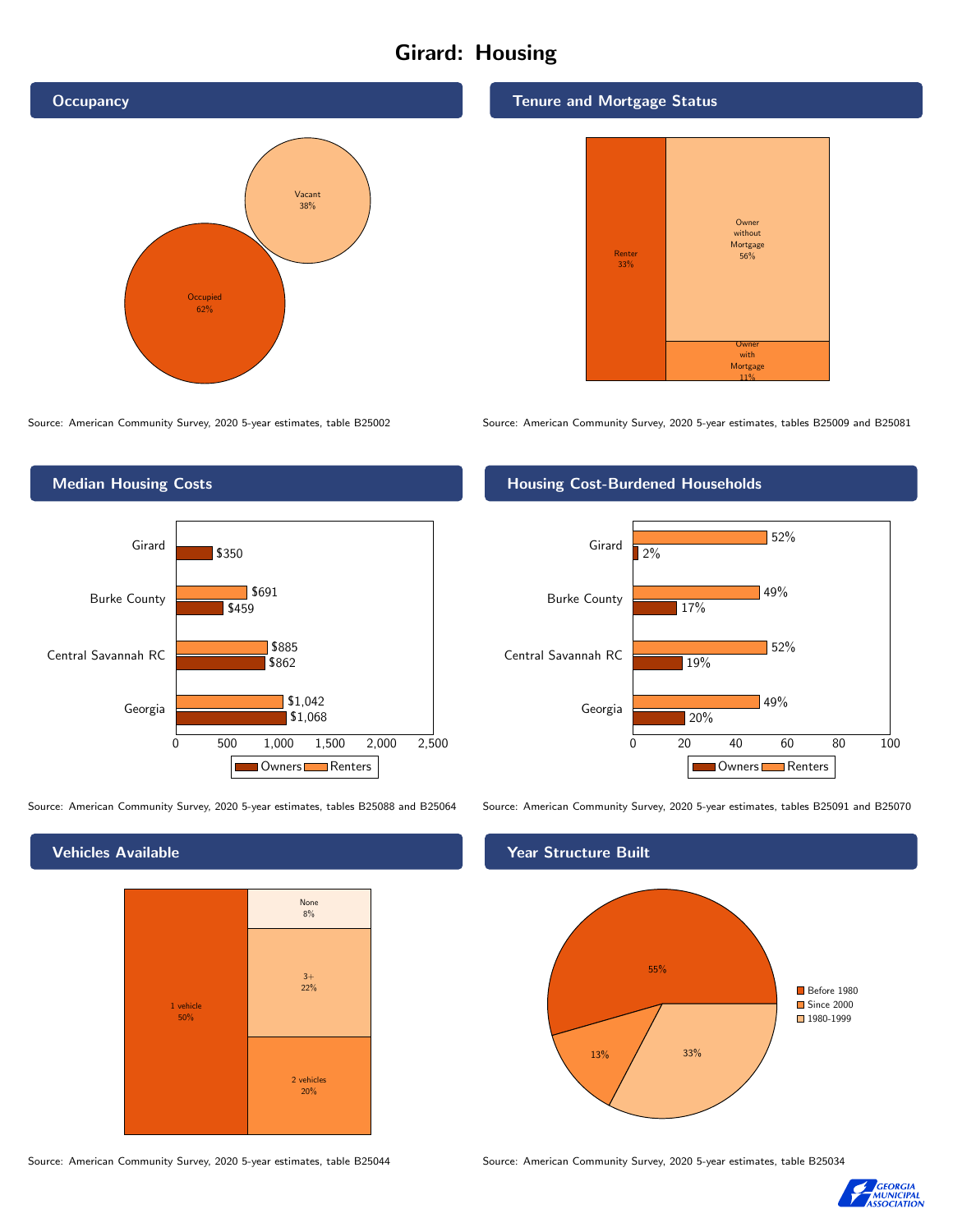# Girard: Housing

## Occupancy

Vacant
38%

Occupied
62%

Source: American Community Survey, 2020 5-year estimates, table B25002

## Tenure and Mortgage Status

Renter
33%

Owner
without
Mortgage
56%

Owner
with
Mortgage
11%

Source: American Community Survey, 2020 5-year estimates, tables B25009 and B25081

## Median Housing Costs

Girard
$350

Burke County
$691
$459

Central Savannah RC
$885
$862

Georgia
$1,042
$1,068

0 500 1,000 1,500 2,000 2,500

Owners Renters

Source: American Community Survey, 2020 5-year estimates, tables B25088 and B25064

## Housing Cost-Burdened Households

Girard
52%
2%

Burke County
49%
17%

Central Savannah RC
52%
19%

Georgia
49%
20%

0 20 40 60 80 100

Owners Renters

Source: American Community Survey, 2020 5-year estimates, tables B25091 and B25070

## Vehicles Available

1 vehicle
50%

None
8%

3+
22%

2 vehicles
20%

Source: American Community Survey, 2020 5-year estimates, table B25044

## Year Structure Built

55%

13%

33%

Before 1980
Since 2000
1980-1999

Source: American Community Survey, 2020 5-year estimates, table B25034

GEORGIA MUNICIPAL ASSOCIATION